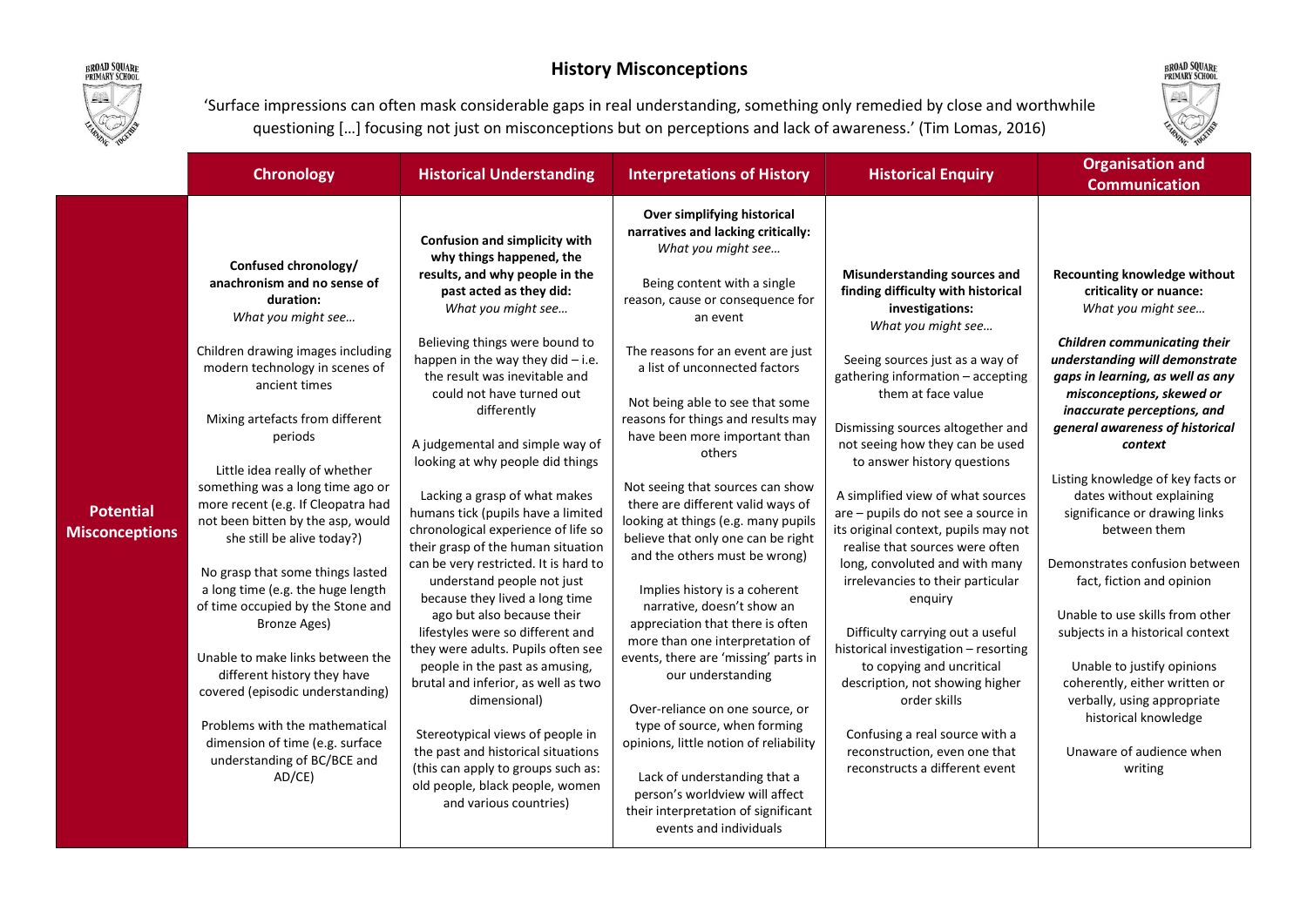# History Misconceptions

'Surface impressions can often mask considerable gaps in real understanding, something only remedied by close and worthwhile questioning […] focusing not just on misconceptions but on perceptions and lack of awareness.' (Tim Lomas, 2016)

| | Chronology | Historical Understanding | Interpretations of History | Historical Enquiry | Organisation and Communication |
|---|---|---|---|---|---|
| **Potential Misconceptions** | **Confused chronology/ anachronism and no sense of duration:** *What you might see…*<br><br>Children drawing images including modern technology in scenes of ancient times<br><br>Mixing artefacts from different periods<br><br>Little idea really of whether something was a long time ago or more recent (e.g. If Cleopatra had not been bitten by the asp, would she still be alive today?)<br><br>No grasp that some things lasted a long time (e.g. the huge length of time occupied by the Stone and Bronze Ages)<br><br>Unable to make links between the different history they have covered (episodic understanding)<br><br>Problems with the mathematical dimension of time (e.g. surface understanding of BC/BCE and AD/CE) | **Confusion and simplicity with why things happened, the results, and why people in the past acted as they did:** *What you might see…*<br><br>Believing things were bound to happen in the way they did – i.e. the result was inevitable and could not have turned out differently<br><br>A judgemental and simple way of looking at why people did things<br><br>Lacking a grasp of what makes humans tick (pupils have a limited chronological experience of life so their grasp of the human situation can be very restricted. It is hard to understand people not just because they lived a long time ago but also because their lifestyles were so different and they were adults. Pupils often see people in the past as amusing, brutal and inferior, as well as two dimensional)<br><br>Stereotypical views of people in the past and historical situations (this can apply to groups such as: old people, black people, women and various countries) | **Over simplifying historical narratives and lacking critically:** *What you might see…*<br><br>Being content with a single reason, cause or consequence for an event<br><br>The reasons for an event are just a list of unconnected factors<br><br>Not being able to see that some reasons for things and results may have been more important than others<br><br>Not seeing that sources can show there are different valid ways of looking at things (e.g. many pupils believe that only one can be right and the others must be wrong)<br><br>Implies history is a coherent narrative, doesn't show an appreciation that there is often more than one interpretation of events, there are 'missing' parts in our understanding<br><br>Over-reliance on one source, or type of source, when forming opinions, little notion of reliability<br><br>Lack of understanding that a person's worldview will affect their interpretation of significant events and individuals | **Misunderstanding sources and finding difficulty with historical investigations:** *What you might see…*<br><br>Seeing sources just as a way of gathering information – accepting them at face value<br><br>Dismissing sources altogether and not seeing how they can be used to answer history questions<br><br>A simplified view of what sources are – pupils do not see a source in its original context, pupils may not realise that sources were often long, convoluted and with many irrelevancies to their particular enquiry<br><br>Difficulty carrying out a useful historical investigation – resorting to copying and uncritical description, not showing higher order skills<br><br>Confusing a real source with a reconstruction, even one that reconstructs a different event | **Recounting knowledge without criticality or nuance:** *What you might see…*<br><br>***Children communicating their understanding will demonstrate gaps in learning, as well as any misconceptions, skewed or inaccurate perceptions, and general awareness of historical context***<br><br>Listing knowledge of key facts or dates without explaining significance or drawing links between them<br><br>Demonstrates confusion between fact, fiction and opinion<br><br>Unable to use skills from other subjects in a historical context<br><br>Unable to justify opinions coherently, either written or verbally, using appropriate historical knowledge<br><br>Unaware of audience when writing |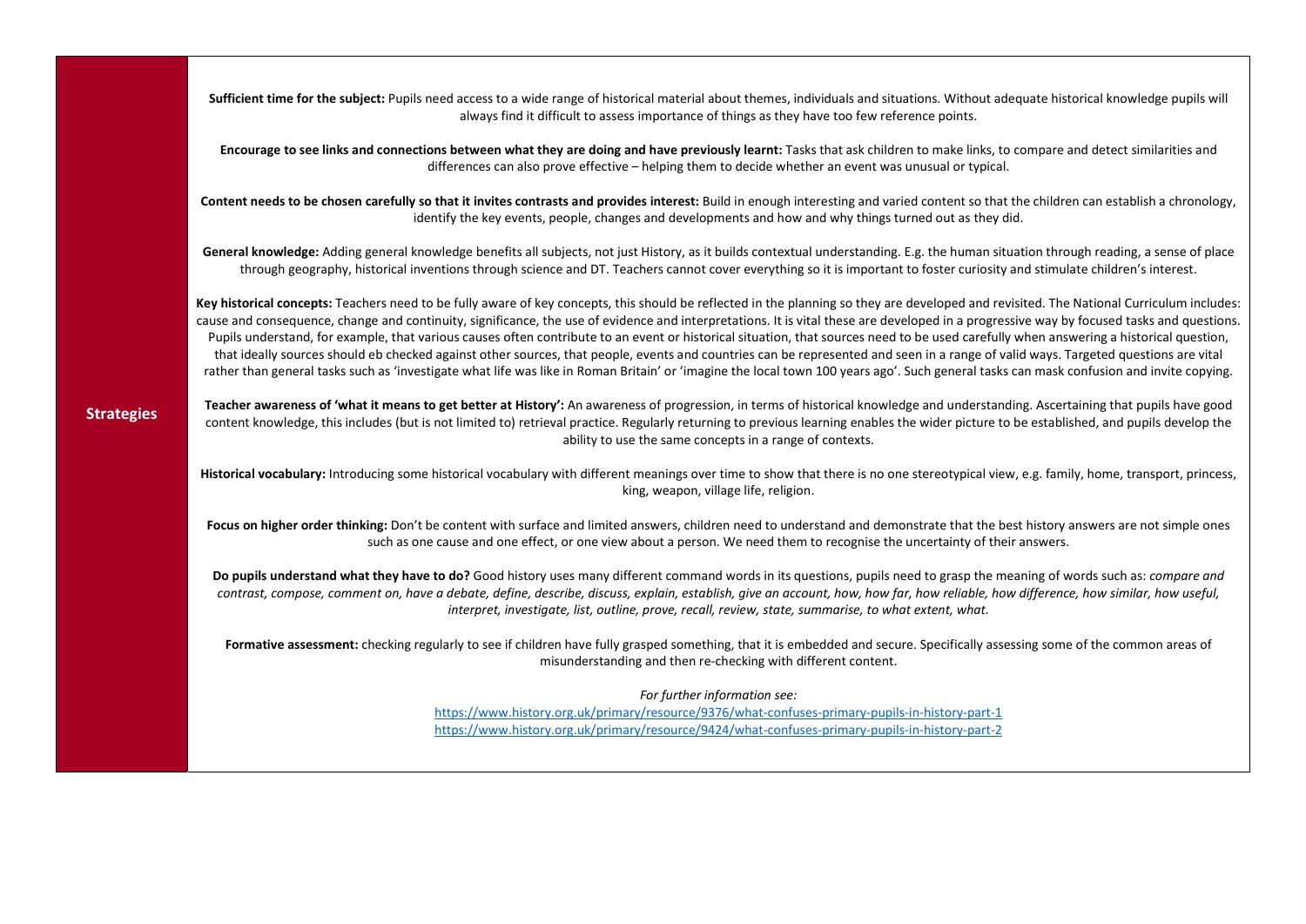## Strategies

**Sufficient time for the subject:** Pupils need access to a wide range of historical material about themes, individuals and situations. Without adequate historical knowledge pupils will always find it difficult to assess importance of things as they have too few reference points.

**Encourage to see links and connections between what they are doing and have previously learnt:** Tasks that ask children to make links, to compare and detect similarities and differences can also prove effective – helping them to decide whether an event was unusual or typical.

**Content needs to be chosen carefully so that it invites contrasts and provides interest:** Build in enough interesting and varied content so that the children can establish a chronology, identify the key events, people, changes and developments and how and why things turned out as they did.

**General knowledge:** Adding general knowledge benefits all subjects, not just History, as it builds contextual understanding. E.g. the human situation through reading, a sense of place through geography, historical inventions through science and DT. Teachers cannot cover everything so it is important to foster curiosity and stimulate children's interest.

**Key historical concepts:** Teachers need to be fully aware of key concepts, this should be reflected in the planning so they are developed and revisited. The National Curriculum includes: cause and consequence, change and continuity, significance, the use of evidence and interpretations. It is vital these are developed in a progressive way by focused tasks and questions. Pupils understand, for example, that various causes often contribute to an event or historical situation, that sources need to be used carefully when answering a historical question, that ideally sources should eb checked against other sources, that people, events and countries can be represented and seen in a range of valid ways. Targeted questions are vital rather than general tasks such as 'investigate what life was like in Roman Britain' or 'imagine the local town 100 years ago'. Such general tasks can mask confusion and invite copying.

**Teacher awareness of 'what it means to get better at History':** An awareness of progression, in terms of historical knowledge and understanding. Ascertaining that pupils have good content knowledge, this includes (but is not limited to) retrieval practice. Regularly returning to previous learning enables the wider picture to be established, and pupils develop the ability to use the same concepts in a range of contexts.

**Historical vocabulary:** Introducing some historical vocabulary with different meanings over time to show that there is no one stereotypical view, e.g. family, home, transport, princess, king, weapon, village life, religion.

**Focus on higher order thinking:** Don't be content with surface and limited answers, children need to understand and demonstrate that the best history answers are not simple ones such as one cause and one effect, or one view about a person. We need them to recognise the uncertainty of their answers.

**Do pupils understand what they have to do?** Good history uses many different command words in its questions, pupils need to grasp the meaning of words such as: *compare and contrast, compose, comment on, have a debate, define, describe, discuss, explain, establish, give an account, how, how far, how reliable, how difference, how similar, how useful, interpret, investigate, list, outline, prove, recall, review, state, summarise, to what extent, what.*

**Formative assessment:** checking regularly to see if children have fully grasped something, that it is embedded and secure. Specifically assessing some of the common areas of misunderstanding and then re-checking with different content.

*For further information see:*

https://www.history.org.uk/primary/resource/9376/what-confuses-primary-pupils-in-history-part-1

https://www.history.org.uk/primary/resource/9424/what-confuses-primary-pupils-in-history-part-2